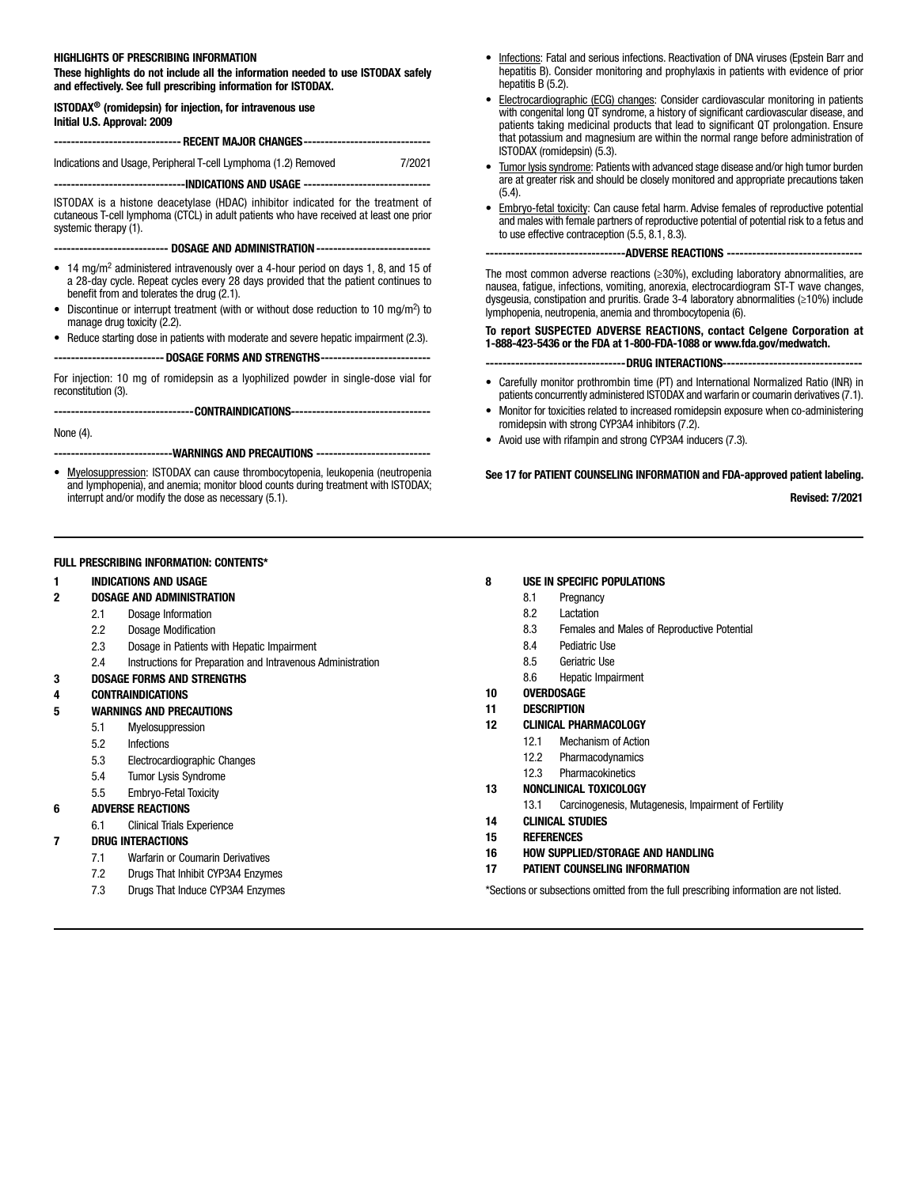**HIGHLIGHTS OF PRESCRIBING INFORMATION**

**These highlights do not include all the information needed to use ISTODAX safely and effectively. See full prescribing information for ISTODAX.**

**ISTODAX® (romidepsin) for injection, for intravenous use**
**Initial U.S. Approval: 2009**

**------------------------------ RECENT MAJOR CHANGES ------------------------------**

Indications and Usage, Peripheral T-cell Lymphoma (1.2) Removed 7/2021

**------------------------------ INDICATIONS AND USAGE ------------------------------**

ISTODAX is a histone deacetylase (HDAC) inhibitor indicated for the treatment of cutaneous T-cell lymphoma (CTCL) in adult patients who have received at least one prior systemic therapy (1).

**------------------------------ DOSAGE AND ADMINISTRATION ------------------------------**

- 14 mg/m$^2$ administered intravenously over a 4-hour period on days 1, 8, and 15 of a 28-day cycle. Repeat cycles every 28 days provided that the patient continues to benefit from and tolerates the drug (2.1).
- Discontinue or interrupt treatment (with or without dose reduction to 10 mg/m$^2$) to manage drug toxicity (2.2).
- Reduce starting dose in patients with moderate and severe hepatic impairment (2.3).

**------------------------------ DOSAGE FORMS AND STRENGTHS ------------------------------**

For injection: 10 mg of romidepsin as a lyophilized powder in single-dose vial for reconstitution (3).

**------------------------------ CONTRAINDICATIONS ------------------------------**

None (4).

**------------------------------ WARNINGS AND PRECAUTIONS ------------------------------**

- Myelosuppression: ISTODAX can cause thrombocytopenia, leukopenia (neutropenia and lymphopenia), and anemia; monitor blood counts during treatment with ISTODAX; interrupt and/or modify the dose as necessary (5.1).
- Infections: Fatal and serious infections. Reactivation of DNA viruses (Epstein Barr and hepatitis B). Consider monitoring and prophylaxis in patients with evidence of prior hepatitis B (5.2).
- Electrocardiographic (ECG) changes: Consider cardiovascular monitoring in patients with congenital long QT syndrome, a history of significant cardiovascular disease, and patients taking medicinal products that lead to significant QT prolongation. Ensure that potassium and magnesium are within the normal range before administration of ISTODAX (romidepsin) (5.3).
- Tumor lysis syndrome: Patients with advanced stage disease and/or high tumor burden are at greater risk and should be closely monitored and appropriate precautions taken (5.4).
- Embryo-fetal toxicity: Can cause fetal harm. Advise females of reproductive potential and males with female partners of reproductive potential of potential risk to a fetus and to use effective contraception (5.5, 8.1, 8.3).

**------------------------------ ADVERSE REACTIONS ------------------------------**

The most common adverse reactions (≥30%), excluding laboratory abnormalities, are nausea, fatigue, infections, vomiting, anorexia, electrocardiogram ST-T wave changes, dysgeusia, constipation and pruritis. Grade 3-4 laboratory abnormalities (≥10%) include lymphopenia, neutropenia, anemia and thrombocytopenia (6).

**To report SUSPECTED ADVERSE REACTIONS, contact Celgene Corporation at 1-888-423-5436 or the FDA at 1-800-FDA-1088 or www.fda.gov/medwatch.**

**------------------------------ DRUG INTERACTIONS ------------------------------**

- Carefully monitor prothrombin time (PT) and International Normalized Ratio (INR) in patients concurrently administered ISTODAX and warfarin or coumarin derivatives (7.1).
- Monitor for toxicities related to increased romidepsin exposure when co-administering romidepsin with strong CYP3A4 inhibitors (7.2).
- Avoid use with rifampin and strong CYP3A4 inducers (7.3).

**See 17 for PATIENT COUNSELING INFORMATION and FDA-approved patient labeling.**

**Revised: 7/2021**

**FULL PRESCRIBING INFORMATION: CONTENTS***

**1 INDICATIONS AND USAGE**

**2 DOSAGE AND ADMINISTRATION**
- 2.1 Dosage Information
- 2.2 Dosage Modification
- 2.3 Dosage in Patients with Hepatic Impairment
- 2.4 Instructions for Preparation and Intravenous Administration

**3 DOSAGE FORMS AND STRENGTHS**

**4 CONTRAINDICATIONS**

**5 WARNINGS AND PRECAUTIONS**
- 5.1 Myelosuppression
- 5.2 Infections
- 5.3 Electrocardiographic Changes
- 5.4 Tumor Lysis Syndrome
- 5.5 Embryo-Fetal Toxicity

**6 ADVERSE REACTIONS**
- 6.1 Clinical Trials Experience

**7 DRUG INTERACTIONS**
- 7.1 Warfarin or Coumarin Derivatives
- 7.2 Drugs That Inhibit CYP3A4 Enzymes
- 7.3 Drugs That Induce CYP3A4 Enzymes

**8 USE IN SPECIFIC POPULATIONS**
- 8.1 Pregnancy
- 8.2 Lactation
- 8.3 Females and Males of Reproductive Potential
- 8.4 Pediatric Use
- 8.5 Geriatric Use
- 8.6 Hepatic Impairment

**10 OVERDOSAGE**

**11 DESCRIPTION**

**12 CLINICAL PHARMACOLOGY**
- 12.1 Mechanism of Action
- 12.2 Pharmacodynamics
- 12.3 Pharmacokinetics

**13 NONCLINICAL TOXICOLOGY**
- 13.1 Carcinogenesis, Mutagenesis, Impairment of Fertility

**14 CLINICAL STUDIES**

**15 REFERENCES**

**16 HOW SUPPLIED/STORAGE AND HANDLING**

**17 PATIENT COUNSELING INFORMATION**

*Sections or subsections omitted from the full prescribing information are not listed.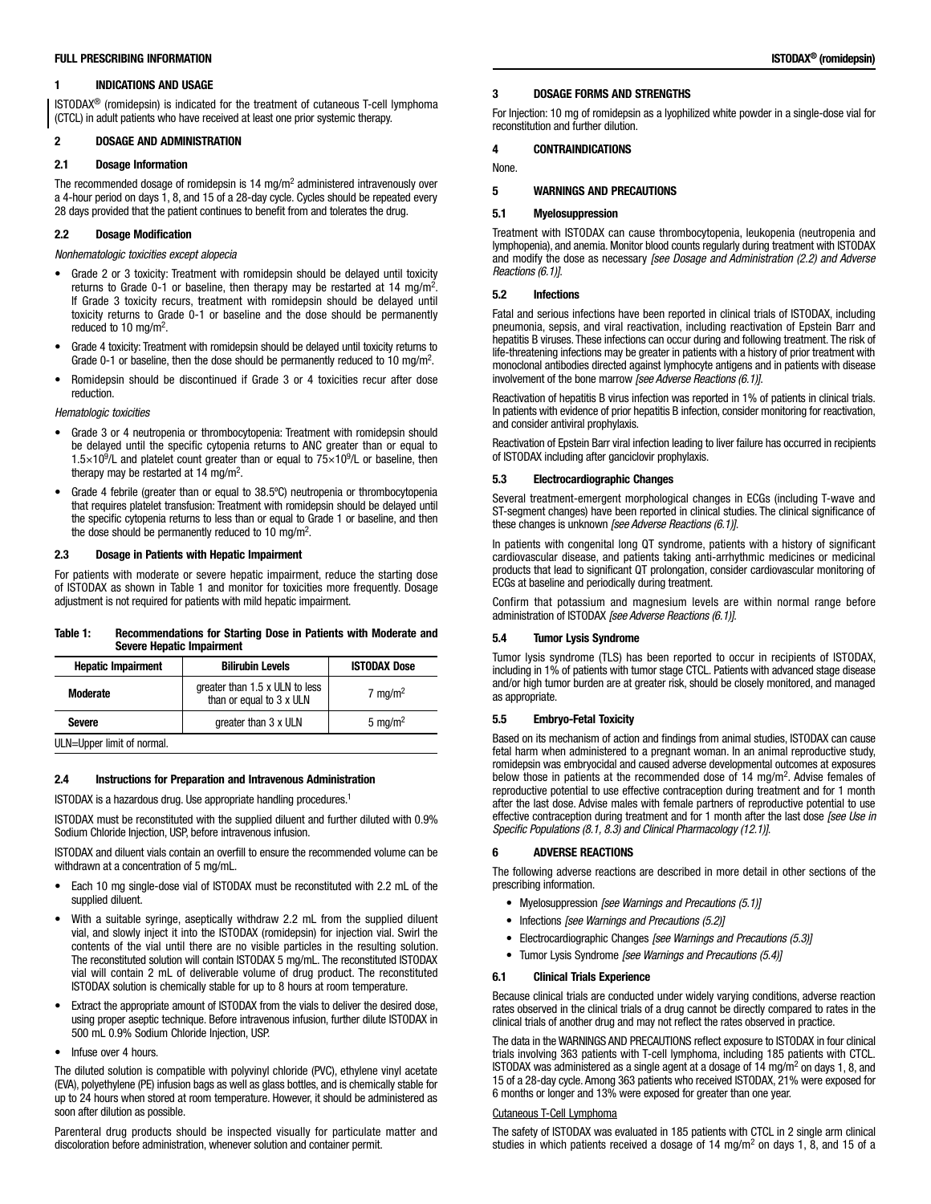# FULL PRESCRIBING INFORMATION

## 1 INDICATIONS AND USAGE

ISTODAX® (romidepsin) is indicated for the treatment of cutaneous T-cell lymphoma (CTCL) in adult patients who have received at least one prior systemic therapy.

## 2 DOSAGE AND ADMINISTRATION

### 2.1 Dosage Information

The recommended dosage of romidepsin is 14 mg/m$^2$ administered intravenously over a 4-hour period on days 1, 8, and 15 of a 28-day cycle. Cycles should be repeated every 28 days provided that the patient continues to benefit from and tolerates the drug.

### 2.2 Dosage Modification

*Nonhematologic toxicities except alopecia*

- Grade 2 or 3 toxicity: Treatment with romidepsin should be delayed until toxicity returns to Grade 0-1 or baseline, then therapy may be restarted at 14 mg/m$^2$. If Grade 3 toxicity recurs, treatment with romidepsin should be delayed until toxicity returns to Grade 0-1 or baseline and the dose should be permanently reduced to 10 mg/m$^2$.
- Grade 4 toxicity: Treatment with romidepsin should be delayed until toxicity returns to Grade 0-1 or baseline, then the dose should be permanently reduced to 10 mg/m$^2$.
- Romidepsin should be discontinued if Grade 3 or 4 toxicities recur after dose reduction.

*Hematologic toxicities*

- Grade 3 or 4 neutropenia or thrombocytopenia: Treatment with romidepsin should be delayed until the specific cytopenia returns to ANC greater than or equal to $1.5\times10^9$/L and platelet count greater than or equal to $75\times10^9$/L or baseline, then therapy may be restarted at 14 mg/m$^2$.
- Grade 4 febrile (greater than or equal to 38.5ºC) neutropenia or thrombocytopenia that requires platelet transfusion: Treatment with romidepsin should be delayed until the specific cytopenia returns to less than or equal to Grade 1 or baseline, and then the dose should be permanently reduced to 10 mg/m$^2$.

### 2.3 Dosage in Patients with Hepatic Impairment

For patients with moderate or severe hepatic impairment, reduce the starting dose of ISTODAX as shown in Table 1 and monitor for toxicities more frequently. Dosage adjustment is not required for patients with mild hepatic impairment.

**Table 1: Recommendations for Starting Dose in Patients with Moderate and Severe Hepatic Impairment**

| Hepatic Impairment | Bilirubin Levels | ISTODAX Dose |
|---|---|---|
| **Moderate** | greater than 1.5 x ULN to less than or equal to 3 x ULN | 7 mg/m$^2$ |
| **Severe** | greater than 3 x ULN | 5 mg/m$^2$ |

ULN=Upper limit of normal.

### 2.4 Instructions for Preparation and Intravenous Administration

ISTODAX is a hazardous drug. Use appropriate handling procedures.[1]

ISTODAX must be reconstituted with the supplied diluent and further diluted with 0.9% Sodium Chloride Injection, USP, before intravenous infusion.

ISTODAX and diluent vials contain an overfill to ensure the recommended volume can be withdrawn at a concentration of 5 mg/mL.

- Each 10 mg single-dose vial of ISTODAX must be reconstituted with 2.2 mL of the supplied diluent.
- With a suitable syringe, aseptically withdraw 2.2 mL from the supplied diluent vial, and slowly inject it into the ISTODAX (romidepsin) for injection vial. Swirl the contents of the vial until there are no visible particles in the resulting solution. The reconstituted solution will contain ISTODAX 5 mg/mL. The reconstituted ISTODAX vial will contain 2 mL of deliverable volume of drug product. The reconstituted ISTODAX solution is chemically stable for up to 8 hours at room temperature.
- Extract the appropriate amount of ISTODAX from the vials to deliver the desired dose, using proper aseptic technique. Before intravenous infusion, further dilute ISTODAX in 500 mL 0.9% Sodium Chloride Injection, USP.
- Infuse over 4 hours.

The diluted solution is compatible with polyvinyl chloride (PVC), ethylene vinyl acetate (EVA), polyethylene (PE) infusion bags as well as glass bottles, and is chemically stable for up to 24 hours when stored at room temperature. However, it should be administered as soon after dilution as possible.

Parenteral drug products should be inspected visually for particulate matter and discoloration before administration, whenever solution and container permit.

## 3 DOSAGE FORMS AND STRENGTHS

For Injection: 10 mg of romidepsin as a lyophilized white powder in a single-dose vial for reconstitution and further dilution.

## 4 CONTRAINDICATIONS

None.

## 5 WARNINGS AND PRECAUTIONS

### 5.1 Myelosuppression

Treatment with ISTODAX can cause thrombocytopenia, leukopenia (neutropenia and lymphopenia), and anemia. Monitor blood counts regularly during treatment with ISTODAX and modify the dose as necessary *[see Dosage and Administration (2.2) and Adverse Reactions (6.1)]*.

### 5.2 Infections

Fatal and serious infections have been reported in clinical trials of ISTODAX, including pneumonia, sepsis, and viral reactivation, including reactivation of Epstein Barr and hepatitis B viruses. These infections can occur during and following treatment. The risk of life-threatening infections may be greater in patients with a history of prior treatment with monoclonal antibodies directed against lymphocyte antigens and in patients with disease involvement of the bone marrow *[see Adverse Reactions (6.1)]*.

Reactivation of hepatitis B virus infection was reported in 1% of patients in clinical trials. In patients with evidence of prior hepatitis B infection, consider monitoring for reactivation, and consider antiviral prophylaxis.

Reactivation of Epstein Barr viral infection leading to liver failure has occurred in recipients of ISTODAX including after ganciclovir prophylaxis.

### 5.3 Electrocardiographic Changes

Several treatment-emergent morphological changes in ECGs (including T-wave and ST-segment changes) have been reported in clinical studies. The clinical significance of these changes is unknown *[see Adverse Reactions (6.1)]*.

In patients with congenital long QT syndrome, patients with a history of significant cardiovascular disease, and patients taking anti-arrhythmic medicines or medicinal products that lead to significant QT prolongation, consider cardiovascular monitoring of ECGs at baseline and periodically during treatment.

Confirm that potassium and magnesium levels are within normal range before administration of ISTODAX *[see Adverse Reactions (6.1)]*.

### 5.4 Tumor Lysis Syndrome

Tumor lysis syndrome (TLS) has been reported to occur in recipients of ISTODAX, including in 1% of patients with tumor stage CTCL. Patients with advanced stage disease and/or high tumor burden are at greater risk, should be closely monitored, and managed as appropriate.

### 5.5 Embryo-Fetal Toxicity

Based on its mechanism of action and findings from animal studies, ISTODAX can cause fetal harm when administered to a pregnant woman. In an animal reproductive study, romidepsin was embryocidal and caused adverse developmental outcomes at exposures below those in patients at the recommended dose of 14 mg/m$^2$. Advise females of reproductive potential to use effective contraception during treatment and for 1 month after the last dose. Advise males with female partners of reproductive potential to use effective contraception during treatment and for 1 month after the last dose *[see Use in Specific Populations (8.1, 8.3) and Clinical Pharmacology (12.1)]*.

## 6 ADVERSE REACTIONS

The following adverse reactions are described in more detail in other sections of the prescribing information.

- Myelosuppression *[see Warnings and Precautions (5.1)]*
- Infections *[see Warnings and Precautions (5.2)]*
- Electrocardiographic Changes *[see Warnings and Precautions (5.3)]*
- Tumor Lysis Syndrome *[see Warnings and Precautions (5.4)]*

### 6.1 Clinical Trials Experience

Because clinical trials are conducted under widely varying conditions, adverse reaction rates observed in the clinical trials of a drug cannot be directly compared to rates in the clinical trials of another drug and may not reflect the rates observed in practice.

The data in the WARNINGS AND PRECAUTIONS reflect exposure to ISTODAX in four clinical trials involving 363 patients with T-cell lymphoma, including 185 patients with CTCL. ISTODAX was administered as a single agent at a dosage of 14 mg/m$^2$ on days 1, 8, and 15 of a 28-day cycle. Among 363 patients who received ISTODAX, 21% were exposed for 6 months or longer and 13% were exposed for greater than one year.

<u>Cutaneous T-Cell Lymphoma</u>

The safety of ISTODAX was evaluated in 185 patients with CTCL in 2 single arm clinical studies in which patients received a dosage of 14 mg/m$^2$ on days 1, 8, and 15 of a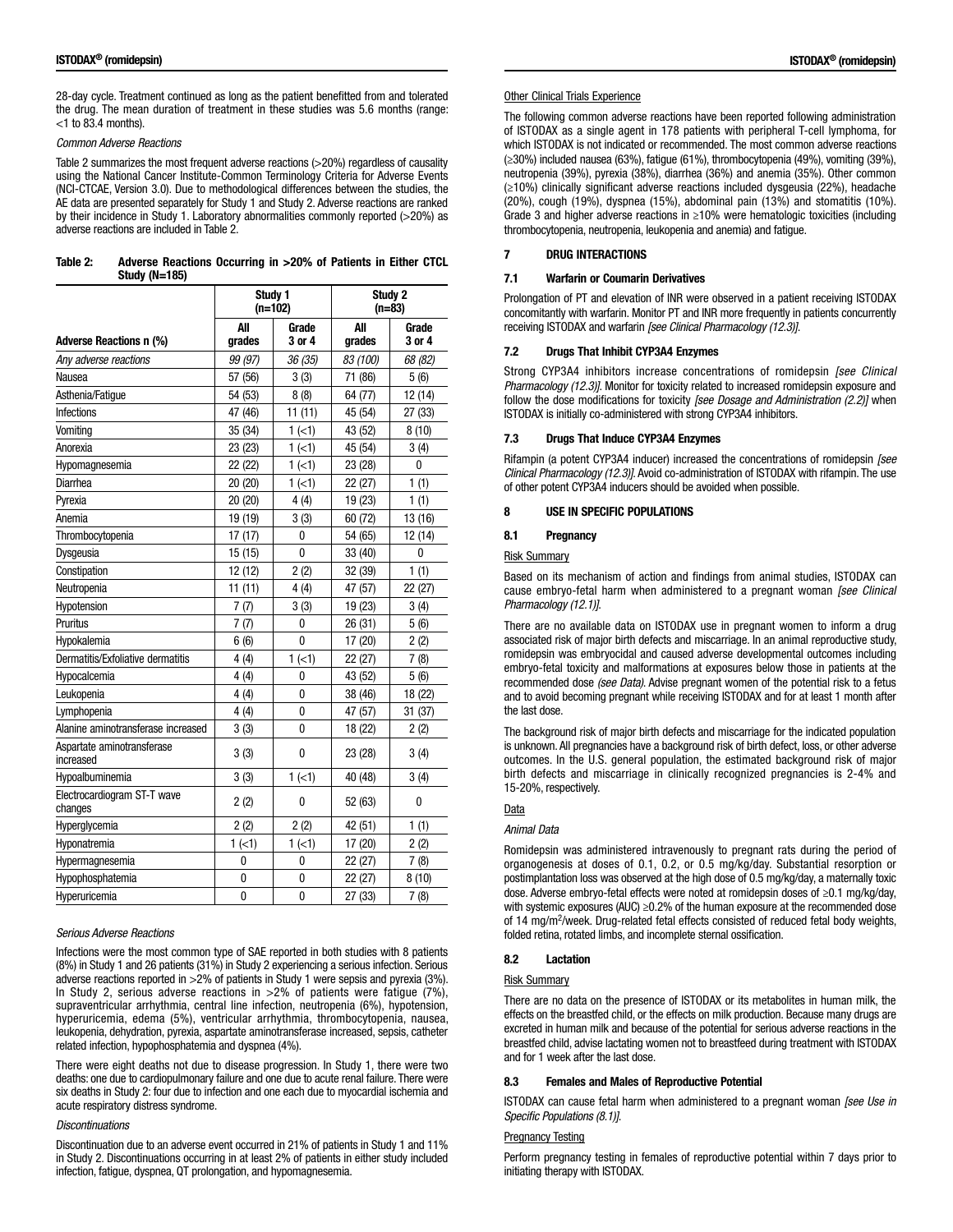28-day cycle. Treatment continued as long as the patient benefitted from and tolerated the drug. The mean duration of treatment in these studies was 5.6 months (range: <1 to 83.4 months).

*Common Adverse Reactions*

Table 2 summarizes the most frequent adverse reactions (>20%) regardless of causality using the National Cancer Institute-Common Terminology Criteria for Adverse Events (NCI-CTCAE, Version 3.0). Due to methodological differences between the studies, the AE data are presented separately for Study 1 and Study 2. Adverse reactions are ranked by their incidence in Study 1. Laboratory abnormalities commonly reported (>20%) as adverse reactions are included in Table 2.

**Table 2: Adverse Reactions Occurring in >20% of Patients in Either CTCL Study (N=185)**

| | Study 1 (n=102) | | Study 2 (n=83) | |
|---|---|---|---|---|
| **Adverse Reactions n (%)** | **All grades** | **Grade 3 or 4** | **All grades** | **Grade 3 or 4** |
| *Any adverse reactions* | *99 (97)* | *36 (35)* | *83 (100)* | *68 (82)* |
| Nausea | 57 (56) | 3 (3) | 71 (86) | 5 (6) |
| Asthenia/Fatigue | 54 (53) | 8 (8) | 64 (77) | 12 (14) |
| Infections | 47 (46) | 11 (11) | 45 (54) | 27 (33) |
| Vomiting | 35 (34) | 1 (<1) | 43 (52) | 8 (10) |
| Anorexia | 23 (23) | 1 (<1) | 45 (54) | 3 (4) |
| Hypomagnesemia | 22 (22) | 1 (<1) | 23 (28) | 0 |
| Diarrhea | 20 (20) | 1 (<1) | 22 (27) | 1 (1) |
| Pyrexia | 20 (20) | 4 (4) | 19 (23) | 1 (1) |
| Anemia | 19 (19) | 3 (3) | 60 (72) | 13 (16) |
| Thrombocytopenia | 17 (17) | 0 | 54 (65) | 12 (14) |
| Dysgeusia | 15 (15) | 0 | 33 (40) | 0 |
| Constipation | 12 (12) | 2 (2) | 32 (39) | 1 (1) |
| Neutropenia | 11 (11) | 4 (4) | 47 (57) | 22 (27) |
| Hypotension | 7 (7) | 3 (3) | 19 (23) | 3 (4) |
| Pruritus | 7 (7) | 0 | 26 (31) | 5 (6) |
| Hypokalemia | 6 (6) | 0 | 17 (20) | 2 (2) |
| Dermatitis/Exfoliative dermatitis | 4 (4) | 1 (<1) | 22 (27) | 7 (8) |
| Hypocalcemia | 4 (4) | 0 | 43 (52) | 5 (6) |
| Leukopenia | 4 (4) | 0 | 38 (46) | 18 (22) |
| Lymphopenia | 4 (4) | 0 | 47 (57) | 31 (37) |
| Alanine aminotransferase increased | 3 (3) | 0 | 18 (22) | 2 (2) |
| Aspartate aminotransferase increased | 3 (3) | 0 | 23 (28) | 3 (4) |
| Hypoalbuminemia | 3 (3) | 1 (<1) | 40 (48) | 3 (4) |
| Electrocardiogram ST-T wave changes | 2 (2) | 0 | 52 (63) | 0 |
| Hyperglycemia | 2 (2) | 2 (2) | 42 (51) | 1 (1) |
| Hyponatremia | 1 (<1) | 1 (<1) | 17 (20) | 2 (2) |
| Hypermagnesemia | 0 | 0 | 22 (27) | 7 (8) |
| Hypophosphatemia | 0 | 0 | 22 (27) | 8 (10) |
| Hyperuricemia | 0 | 0 | 27 (33) | 7 (8) |

*Serious Adverse Reactions*

Infections were the most common type of SAE reported in both studies with 8 patients (8%) in Study 1 and 26 patients (31%) in Study 2 experiencing a serious infection. Serious adverse reactions reported in >2% of patients in Study 1 were sepsis and pyrexia (3%). In Study 2, serious adverse reactions in >2% of patients were fatigue (7%), supraventricular arrhythmia, central line infection, neutropenia (6%), hypotension, hyperuricemia, edema (5%), ventricular arrhythmia, thrombocytopenia, nausea, leukopenia, dehydration, pyrexia, aspartate aminotransferase increased, sepsis, catheter related infection, hypophosphatemia and dyspnea (4%).

There were eight deaths not due to disease progression. In Study 1, there were two deaths: one due to cardiopulmonary failure and one due to acute renal failure. There were six deaths in Study 2: four due to infection and one each due to myocardial ischemia and acute respiratory distress syndrome.

*Discontinuations*

Discontinuation due to an adverse event occurred in 21% of patients in Study 1 and 11% in Study 2. Discontinuations occurring in at least 2% of patients in either study included infection, fatigue, dyspnea, QT prolongation, and hypomagnesemia.

Other Clinical Trials Experience

The following common adverse reactions have been reported following administration of ISTODAX as a single agent in 178 patients with peripheral T-cell lymphoma, for which ISTODAX is not indicated or recommended. The most common adverse reactions (≥30%) included nausea (63%), fatigue (61%), thrombocytopenia (49%), vomiting (39%), neutropenia (39%), pyrexia (38%), diarrhea (36%) and anemia (35%). Other common (≥10%) clinically significant adverse reactions included dysgeusia (22%), headache (20%), cough (19%), dyspnea (15%), abdominal pain (13%) and stomatitis (10%). Grade 3 and higher adverse reactions in ≥10% were hematologic toxicities (including thrombocytopenia, neutropenia, leukopenia and anemia) and fatigue.

## 7 DRUG INTERACTIONS

### 7.1 Warfarin or Coumarin Derivatives

Prolongation of PT and elevation of INR were observed in a patient receiving ISTODAX concomitantly with warfarin. Monitor PT and INR more frequently in patients concurrently receiving ISTODAX and warfarin *[see Clinical Pharmacology (12.3)]*.

### 7.2 Drugs That Inhibit CYP3A4 Enzymes

Strong CYP3A4 inhibitors increase concentrations of romidepsin *[see Clinical Pharmacology (12.3)]*. Monitor for toxicity related to increased romidepsin exposure and follow the dose modifications for toxicity *[see Dosage and Administration (2.2)]* when ISTODAX is initially co-administered with strong CYP3A4 inhibitors.

### 7.3 Drugs That Induce CYP3A4 Enzymes

Rifampin (a potent CYP3A4 inducer) increased the concentrations of romidepsin *[see Clinical Pharmacology (12.3)]*. Avoid co-administration of ISTODAX with rifampin. The use of other potent CYP3A4 inducers should be avoided when possible.

## 8 USE IN SPECIFIC POPULATIONS

### 8.1 Pregnancy

Risk Summary

Based on its mechanism of action and findings from animal studies, ISTODAX can cause embryo-fetal harm when administered to a pregnant woman *[see Clinical Pharmacology (12.1)]*.

There are no available data on ISTODAX use in pregnant women to inform a drug associated risk of major birth defects and miscarriage. In an animal reproductive study, romidepsin was embryocidal and caused adverse developmental outcomes including embryo-fetal toxicity and malformations at exposures below those in patients at the recommended dose *(see Data)*. Advise pregnant women of the potential risk to a fetus and to avoid becoming pregnant while receiving ISTODAX and for at least 1 month after the last dose.

The background risk of major birth defects and miscarriage for the indicated population is unknown. All pregnancies have a background risk of birth defect, loss, or other adverse outcomes. In the U.S. general population, the estimated background risk of major birth defects and miscarriage in clinically recognized pregnancies is 2-4% and 15-20%, respectively.

Data

*Animal Data*

Romidepsin was administered intravenously to pregnant rats during the period of organogenesis at doses of 0.1, 0.2, or 0.5 mg/kg/day. Substantial resorption or postimplantation loss was observed at the high dose of 0.5 mg/kg/day, a maternally toxic dose. Adverse embryo-fetal effects were noted at romidepsin doses of ≥0.1 mg/kg/day, with systemic exposures (AUC) ≥0.2% of the human exposure at the recommended dose of 14 mg/m$^2$/week. Drug-related fetal effects consisted of reduced fetal body weights, folded retina, rotated limbs, and incomplete sternal ossification.

### 8.2 Lactation

Risk Summary

There are no data on the presence of ISTODAX or its metabolites in human milk, the effects on the breastfed child, or the effects on milk production. Because many drugs are excreted in human milk and because of the potential for serious adverse reactions in the breastfed child, advise lactating women not to breastfeed during treatment with ISTODAX and for 1 week after the last dose.

### 8.3 Females and Males of Reproductive Potential

ISTODAX can cause fetal harm when administered to a pregnant woman *[see Use in Specific Populations (8.1)]*.

Pregnancy Testing

Perform pregnancy testing in females of reproductive potential within 7 days prior to initiating therapy with ISTODAX.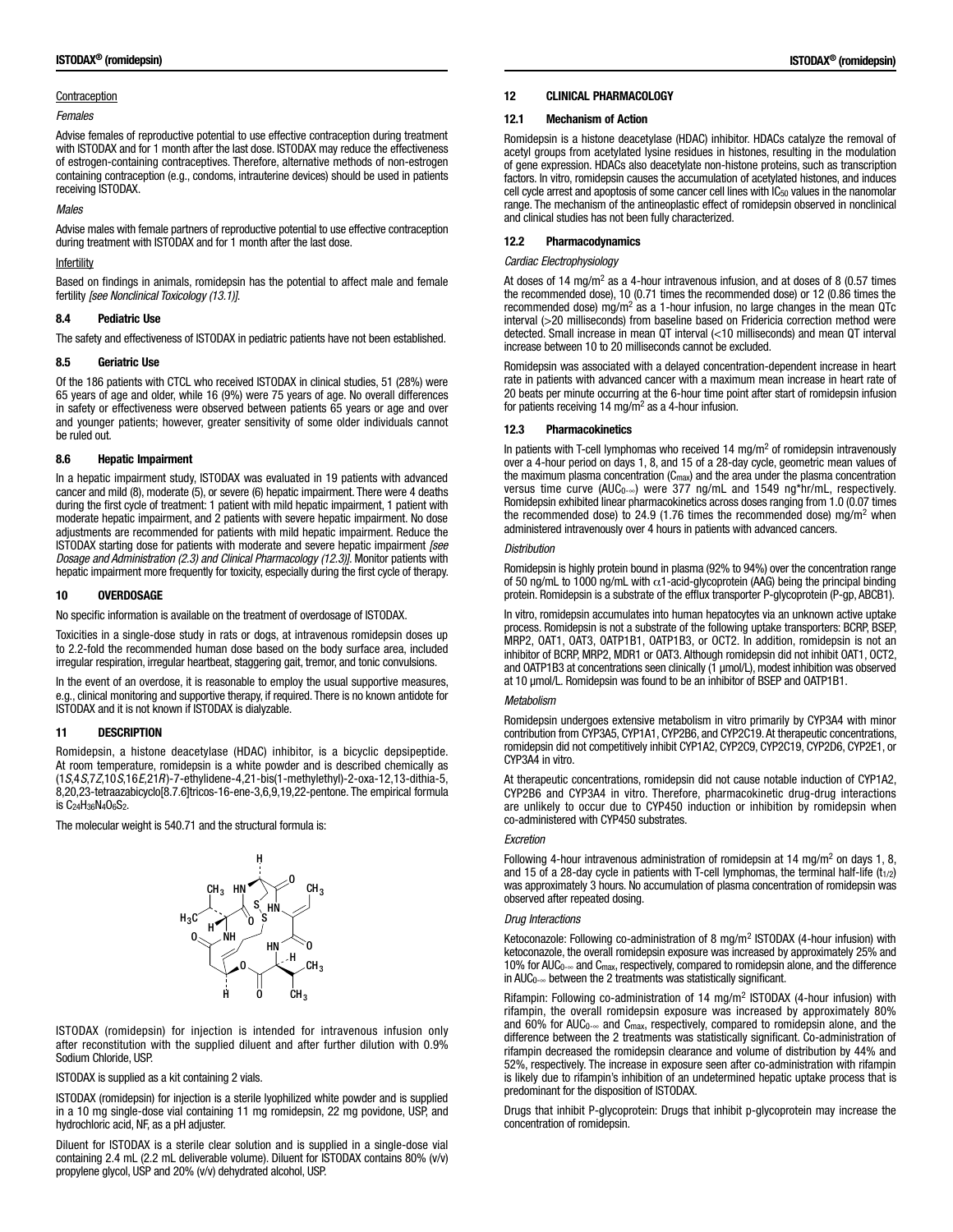Contraception

*Females*

Advise females of reproductive potential to use effective contraception during treatment with ISTODAX and for 1 month after the last dose. ISTODAX may reduce the effectiveness of estrogen-containing contraceptives. Therefore, alternative methods of non-estrogen containing contraception (e.g., condoms, intrauterine devices) should be used in patients receiving ISTODAX.

*Males*

Advise males with female partners of reproductive potential to use effective contraception during treatment with ISTODAX and for 1 month after the last dose.

Infertility

Based on findings in animals, romidepsin has the potential to affect male and female fertility *[see Nonclinical Toxicology (13.1)]*.

### 8.4 Pediatric Use

The safety and effectiveness of ISTODAX in pediatric patients have not been established.

### 8.5 Geriatric Use

Of the 186 patients with CTCL who received ISTODAX in clinical studies, 51 (28%) were 65 years of age and older, while 16 (9%) were 75 years of age. No overall differences in safety or effectiveness were observed between patients 65 years or age and over and younger patients; however, greater sensitivity of some older individuals cannot be ruled out.

### 8.6 Hepatic Impairment

In a hepatic impairment study, ISTODAX was evaluated in 19 patients with advanced cancer and mild (8), moderate (5), or severe (6) hepatic impairment. There were 4 deaths during the first cycle of treatment: 1 patient with mild hepatic impairment, 1 patient with moderate hepatic impairment, and 2 patients with severe hepatic impairment. No dose adjustments are recommended for patients with mild hepatic impairment. Reduce the ISTODAX starting dose for patients with moderate and severe hepatic impairment *[see Dosage and Administration (2.3) and Clinical Pharmacology (12.3)]*. Monitor patients with hepatic impairment more frequently for toxicity, especially during the first cycle of therapy.

## 10 OVERDOSAGE

No specific information is available on the treatment of overdosage of ISTODAX.

Toxicities in a single-dose study in rats or dogs, at intravenous romidepsin doses up to 2.2-fold the recommended human dose based on the body surface area, included irregular respiration, irregular heartbeat, staggering gait, tremor, and tonic convulsions.

In the event of an overdose, it is reasonable to employ the usual supportive measures, e.g., clinical monitoring and supportive therapy, if required. There is no known antidote for ISTODAX and it is not known if ISTODAX is dialyzable.

## 11 DESCRIPTION

Romidepsin, a histone deacetylase (HDAC) inhibitor, is a bicyclic depsipeptide. At room temperature, romidepsin is a white powder and is described chemically as (1*S*,4*S*,7*Z*,10*S*,16*E*,21*R*)-7-ethylidene-4,21-bis(1-methylethyl)-2-oxa-12,13-dithia-5,8,20,23-tetraazabicyclo[8.7.6]tricos-16-ene-3,6,9,19,22-pentone. The empirical formula is $C_{24}H_{36}N_4O_6S_2$.

The molecular weight is 540.71 and the structural formula is:

ISTODAX (romidepsin) for injection is intended for intravenous infusion only after reconstitution with the supplied diluent and after further dilution with 0.9% Sodium Chloride, USP.

ISTODAX is supplied as a kit containing 2 vials.

ISTODAX (romidepsin) for injection is a sterile lyophilized white powder and is supplied in a 10 mg single-dose vial containing 11 mg romidepsin, 22 mg povidone, USP, and hydrochloric acid, NF, as a pH adjuster.

Diluent for ISTODAX is a sterile clear solution and is supplied in a single-dose vial containing 2.4 mL (2.2 mL deliverable volume). Diluent for ISTODAX contains 80% (v/v) propylene glycol, USP and 20% (v/v) dehydrated alcohol, USP.

## 12 CLINICAL PHARMACOLOGY

### 12.1 Mechanism of Action

Romidepsin is a histone deacetylase (HDAC) inhibitor. HDACs catalyze the removal of acetyl groups from acetylated lysine residues in histones, resulting in the modulation of gene expression. HDACs also deacetylate non-histone proteins, such as transcription factors. In vitro, romidepsin causes the accumulation of acetylated histones, and induces cell cycle arrest and apoptosis of some cancer cell lines with $IC_{50}$ values in the nanomolar range. The mechanism of the antineoplastic effect of romidepsin observed in nonclinical and clinical studies has not been fully characterized.

### 12.2 Pharmacodynamics

*Cardiac Electrophysiology*

At doses of 14 mg/m$^2$ as a 4-hour intravenous infusion, and at doses of 8 (0.57 times the recommended dose), 10 (0.71 times the recommended dose) or 12 (0.86 times the recommended dose) mg/m$^2$ as a 1-hour infusion, no large changes in the mean QTc interval (>20 milliseconds) from baseline based on Fridericia correction method were detected. Small increase in mean QT interval (<10 milliseconds) and mean QT interval increase between 10 to 20 milliseconds cannot be excluded.

Romidepsin was associated with a delayed concentration-dependent increase in heart rate in patients with advanced cancer with a maximum mean increase in heart rate of 20 beats per minute occurring at the 6-hour time point after start of romidepsin infusion for patients receiving 14 mg/m$^2$ as a 4-hour infusion.

### 12.3 Pharmacokinetics

In patients with T-cell lymphomas who received 14 mg/m$^2$ of romidepsin intravenously over a 4-hour period on days 1, 8, and 15 of a 28-day cycle, geometric mean values of the maximum plasma concentration ($C_{max}$) and the area under the plasma concentration versus time curve ($AUC_{0-\infty}$) were 377 ng/mL and 1549 ng*hr/mL, respectively. Romidepsin exhibited linear pharmacokinetics across doses ranging from 1.0 (0.07 times the recommended dose) to 24.9 (1.76 times the recommended dose) mg/m$^2$ when administered intravenously over 4 hours in patients with advanced cancers.

*Distribution*

Romidepsin is highly protein bound in plasma (92% to 94%) over the concentration range of 50 ng/mL to 1000 ng/mL with $\alpha$1-acid-glycoprotein (AAG) being the principal binding protein. Romidepsin is a substrate of the efflux transporter P-glycoprotein (P-gp, ABCB1).

In vitro, romidepsin accumulates into human hepatocytes via an unknown active uptake process. Romidepsin is not a substrate of the following uptake transporters: BCRP, BSEP, MRP2, OAT1, OAT3, OATP1B1, OATP1B3, or OCT2. In addition, romidepsin is not an inhibitor of BCRP, MRP2, MDR1 or OAT3. Although romidepsin did not inhibit OAT1, OCT2, and OATP1B3 at concentrations seen clinically (1 μmol/L), modest inhibition was observed at 10 μmol/L. Romidepsin was found to be an inhibitor of BSEP and OATP1B1.

*Metabolism*

Romidepsin undergoes extensive metabolism in vitro primarily by CYP3A4 with minor contribution from CYP3A5, CYP1A1, CYP2B6, and CYP2C19. At therapeutic concentrations, romidepsin did not competitively inhibit CYP1A2, CYP2C9, CYP2C19, CYP2D6, CYP2E1, or CYP3A4 in vitro.

At therapeutic concentrations, romidepsin did not cause notable induction of CYP1A2, CYP2B6 and CYP3A4 in vitro. Therefore, pharmacokinetic drug-drug interactions are unlikely to occur due to CYP450 induction or inhibition by romidepsin when co-administered with CYP450 substrates.

*Excretion*

Following 4-hour intravenous administration of romidepsin at 14 mg/m$^2$ on days 1, 8, and 15 of a 28-day cycle in patients with T-cell lymphomas, the terminal half-life ($t_{1/2}$) was approximately 3 hours. No accumulation of plasma concentration of romidepsin was observed after repeated dosing.

*Drug Interactions*

Ketoconazole: Following co-administration of 8 mg/m$^2$ ISTODAX (4-hour infusion) with ketoconazole, the overall romidepsin exposure was increased by approximately 25% and 10% for $AUC_{0-\infty}$ and $C_{max}$, respectively, compared to romidepsin alone, and the difference in $AUC_{0-\infty}$ between the 2 treatments was statistically significant.

Rifampin: Following co-administration of 14 mg/m$^2$ ISTODAX (4-hour infusion) with rifampin, the overall romidepsin exposure was increased by approximately 80% and 60% for $AUC_{0-\infty}$ and $C_{max}$, respectively, compared to romidepsin alone, and the difference between the 2 treatments was statistically significant. Co-administration of rifampin decreased the romidepsin clearance and volume of distribution by 44% and 52%, respectively. The increase in exposure seen after co-administration with rifampin is likely due to rifampin's inhibition of an undetermined hepatic uptake process that is predominant for the disposition of ISTODAX.

Drugs that inhibit P-glycoprotein: Drugs that inhibit p-glycoprotein may increase the concentration of romidepsin.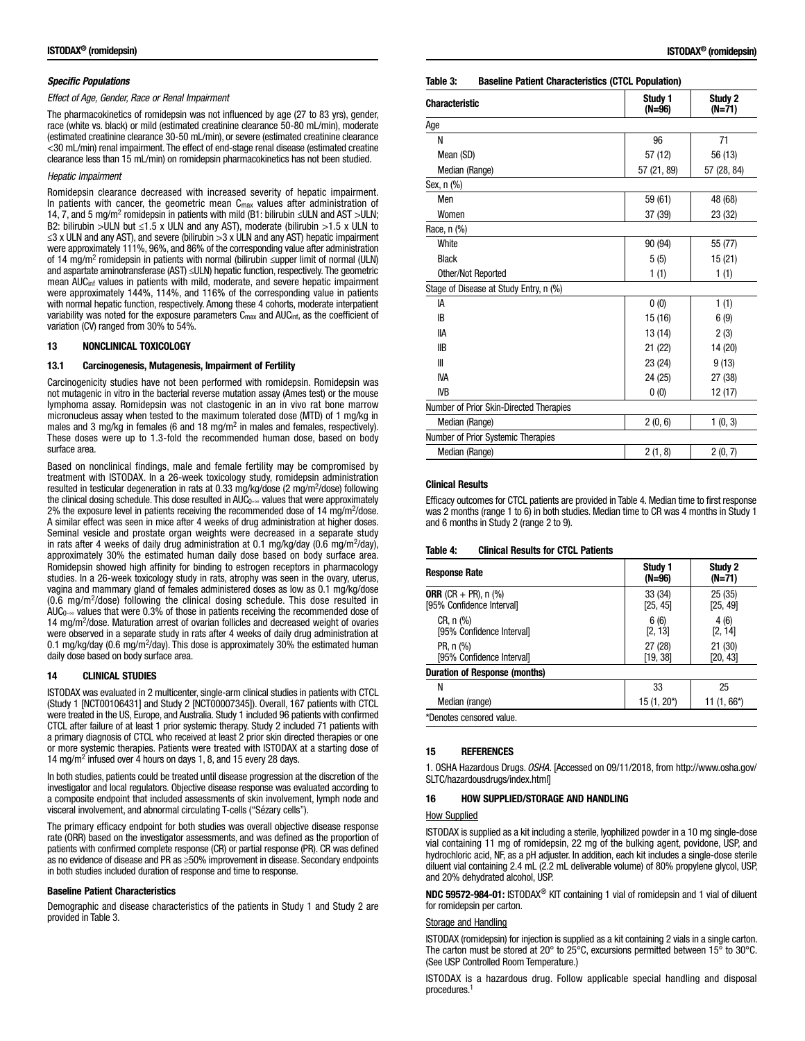### *Specific Populations*

*Effect of Age, Gender, Race or Renal Impairment*

The pharmacokinetics of romidepsin was not influenced by age (27 to 83 yrs), gender, race (white vs. black) or mild (estimated creatinine clearance 50-80 mL/min), moderate (estimated creatinine clearance 30-50 mL/min), or severe (estimated creatinine clearance <30 mL/min) renal impairment. The effect of end-stage renal disease (estimated creatine clearance less than 15 mL/min) on romidepsin pharmacokinetics has not been studied.

*Hepatic Impairment*

Romidepsin clearance decreased with increased severity of hepatic impairment. In patients with cancer, the geometric mean $C_{max}$ values after administration of 14, 7, and 5 mg/m$^2$ romidepsin in patients with mild (B1: bilirubin ≤ULN and AST >ULN; B2: bilirubin >ULN but ≤1.5 x ULN and any AST), moderate (bilirubin >1.5 x ULN to ≤3 x ULN and any AST), and severe (bilirubin >3 x ULN and any AST) hepatic impairment were approximately 111%, 96%, and 86% of the corresponding value after administration of 14 mg/m$^2$ romidepsin in patients with normal (bilirubin ≤upper limit of normal (ULN) and aspartate aminotransferase (AST) ≤ULN) hepatic function, respectively. The geometric mean $AUC_{inf}$ values in patients with mild, moderate, and severe hepatic impairment were approximately 144%, 114%, and 116% of the corresponding value in patients with normal hepatic function, respectively. Among these 4 cohorts, moderate interpatient variability was noted for the exposure parameters $C_{max}$ and $AUC_{inf}$, as the coefficient of variation (CV) ranged from 30% to 54%.

## 13 NONCLINICAL TOXICOLOGY

### 13.1 Carcinogenesis, Mutagenesis, Impairment of Fertility

Carcinogenicity studies have not been performed with romidepsin. Romidepsin was not mutagenic in vitro in the bacterial reverse mutation assay (Ames test) or the mouse lymphoma assay. Romidepsin was not clastogenic in an in vivo rat bone marrow micronucleus assay when tested to the maximum tolerated dose (MTD) of 1 mg/kg in males and 3 mg/kg in females (6 and 18 mg/m$^2$ in males and females, respectively). These doses were up to 1.3-fold the recommended human dose, based on body surface area.

Based on nonclinical findings, male and female fertility may be compromised by treatment with ISTODAX. In a 26-week toxicology study, romidepsin administration resulted in testicular degeneration in rats at 0.33 mg/kg/dose (2 mg/m$^2$/dose) following the clinical dosing schedule. This dose resulted in $AUC_{0-\infty}$ values that were approximately 2% the exposure level in patients receiving the recommended dose of 14 mg/m$^2$/dose. A similar effect was seen in mice after 4 weeks of drug administration at higher doses. Seminal vesicle and prostate organ weights were decreased in a separate study in rats after 4 weeks of daily drug administration at 0.1 mg/kg/day (0.6 mg/m$^2$/day), approximately 30% the estimated human daily dose based on body surface area. Romidepsin showed high affinity for binding to estrogen receptors in pharmacology studies. In a 26-week toxicology study in rats, atrophy was seen in the ovary, uterus, vagina and mammary gland of females administered doses as low as 0.1 mg/kg/dose (0.6 mg/m$^2$/dose) following the clinical dosing schedule. This dose resulted in $AUC_{0-\infty}$ values that were 0.3% of those in patients receiving the recommended dose of 14 mg/m$^2$/dose. Maturation arrest of ovarian follicles and decreased weight of ovaries were observed in a separate study in rats after 4 weeks of daily drug administration at 0.1 mg/kg/day (0.6 mg/m$^2$/day). This dose is approximately 30% the estimated human daily dose based on body surface area.

## 14 CLINICAL STUDIES

ISTODAX was evaluated in 2 multicenter, single-arm clinical studies in patients with CTCL (Study 1 [NCT00106431] and Study 2 [NCT00007345]). Overall, 167 patients with CTCL were treated in the US, Europe, and Australia. Study 1 included 96 patients with confirmed CTCL after failure of at least 1 prior systemic therapy. Study 2 included 71 patients with a primary diagnosis of CTCL who received at least 2 prior skin directed therapies or one or more systemic therapies. Patients were treated with ISTODAX at a starting dose of 14 mg/m$^2$ infused over 4 hours on days 1, 8, and 15 every 28 days.

In both studies, patients could be treated until disease progression at the discretion of the investigator and local regulators. Objective disease response was evaluated according to a composite endpoint that included assessments of skin involvement, lymph node and visceral involvement, and abnormal circulating T-cells ("Sézary cells").

The primary efficacy endpoint for both studies was overall objective disease response rate (ORR) based on the investigator assessments, and was defined as the proportion of patients with confirmed complete response (CR) or partial response (PR). CR was defined as no evidence of disease and PR as ≥50% improvement in disease. Secondary endpoints in both studies included duration of response and time to response.

**Baseline Patient Characteristics**

Demographic and disease characteristics of the patients in Study 1 and Study 2 are provided in Table 3.

**Table 3: Baseline Patient Characteristics (CTCL Population)**

| Characteristic | Study 1 (N=96) | Study 2 (N=71) |
|---|---|---|
| Age | | |
| N | 96 | 71 |
| Mean (SD) | 57 (12) | 56 (13) |
| Median (Range) | 57 (21, 89) | 57 (28, 84) |
| Sex, n (%) | | |
| Men | 59 (61) | 48 (68) |
| Women | 37 (39) | 23 (32) |
| Race, n (%) | | |
| White | 90 (94) | 55 (77) |
| Black | 5 (5) | 15 (21) |
| Other/Not Reported | 1 (1) | 1 (1) |
| Stage of Disease at Study Entry, n (%) | | |
| IA | 0 (0) | 1 (1) |
| IB | 15 (16) | 6 (9) |
| IIA | 13 (14) | 2 (3) |
| IIB | 21 (22) | 14 (20) |
| III | 23 (24) | 9 (13) |
| IVA | 24 (25) | 27 (38) |
| IVB | 0 (0) | 12 (17) |
| Number of Prior Skin-Directed Therapies | | |
| Median (Range) | 2 (0, 6) | 1 (0, 3) |
| Number of Prior Systemic Therapies | | |
| Median (Range) | 2 (1, 8) | 2 (0, 7) |

**Clinical Results**

Efficacy outcomes for CTCL patients are provided in Table 4. Median time to first response was 2 months (range 1 to 6) in both studies. Median time to CR was 4 months in Study 1 and 6 months in Study 2 (range 2 to 9).

**Table 4: Clinical Results for CTCL Patients**

| Response Rate | Study 1 (N=96) | Study 2 (N=71) |
|---|---|---|
| **ORR** (CR + PR), n (%)<br>[95% Confidence Interval] | 33 (34)<br>[25, 45] | 25 (35)<br>[25, 49] |
| CR, n (%)<br>[95% Confidence Interval] | 6 (6)<br>[2, 13] | 4 (6)<br>[2, 14] |
| PR, n (%)<br>[95% Confidence Interval] | 27 (28)<br>[19, 38] | 21 (30)<br>[20, 43] |
| **Duration of Response (months)** | | |
| N | 33 | 25 |
| Median (range) | 15 (1, 20*) | 11 (1, 66*) |

*Denotes censored value.

## 15 REFERENCES

1. OSHA Hazardous Drugs. *OSHA*. [Accessed on 09/11/2018, from http://www.osha.gov/SLTC/hazardousdrugs/index.html]

## 16 HOW SUPPLIED/STORAGE AND HANDLING

How Supplied

ISTODAX is supplied as a kit including a sterile, lyophilized powder in a 10 mg single-dose vial containing 11 mg of romidepsin, 22 mg of the bulking agent, povidone, USP, and hydrochloric acid, NF, as a pH adjuster. In addition, each kit includes a single-dose sterile diluent vial containing 2.4 mL (2.2 mL deliverable volume) of 80% propylene glycol, USP, and 20% dehydrated alcohol, USP.

**NDC 59572-984-01:** ISTODAX® KIT containing 1 vial of romidepsin and 1 vial of diluent for romidepsin per carton.

Storage and Handling

ISTODAX (romidepsin) for injection is supplied as a kit containing 2 vials in a single carton. The carton must be stored at 20° to 25°C, excursions permitted between 15° to 30°C. (See USP Controlled Room Temperature.)

ISTODAX is a hazardous drug. Follow applicable special handling and disposal procedures.[1]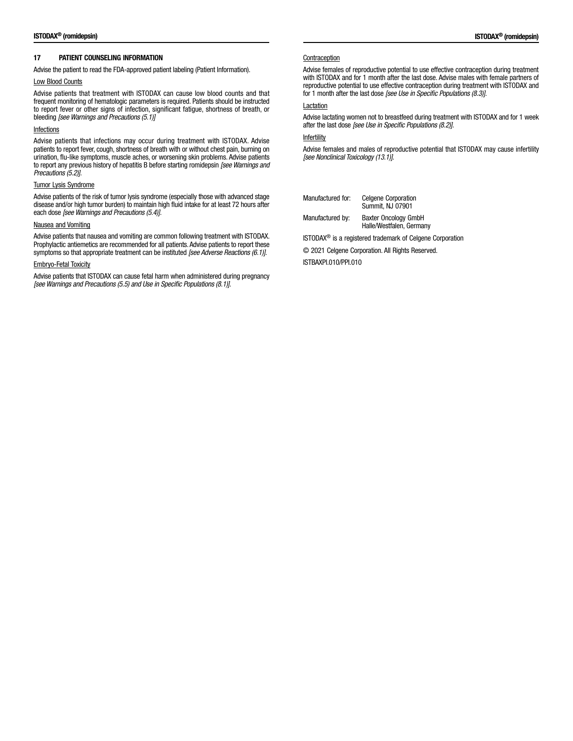## 17 PATIENT COUNSELING INFORMATION

Advise the patient to read the FDA-approved patient labeling (Patient Information).

Low Blood Counts

Advise patients that treatment with ISTODAX can cause low blood counts and that frequent monitoring of hematologic parameters is required. Patients should be instructed to report fever or other signs of infection, significant fatigue, shortness of breath, or bleeding *[see Warnings and Precautions (5.1)]*

Infections

Advise patients that infections may occur during treatment with ISTODAX. Advise patients to report fever, cough, shortness of breath with or without chest pain, burning on urination, flu-like symptoms, muscle aches, or worsening skin problems. Advise patients to report any previous history of hepatitis B before starting romidepsin *[see Warnings and Precautions (5.2)]*.

Tumor Lysis Syndrome

Advise patients of the risk of tumor lysis syndrome (especially those with advanced stage disease and/or high tumor burden) to maintain high fluid intake for at least 72 hours after each dose *[see Warnings and Precautions (5.4)]*.

Nausea and Vomiting

Advise patients that nausea and vomiting are common following treatment with ISTODAX. Prophylactic antiemetics are recommended for all patients. Advise patients to report these symptoms so that appropriate treatment can be instituted *[see Adverse Reactions (6.1)]*.

Embryo-Fetal Toxicity

Advise patients that ISTODAX can cause fetal harm when administered during pregnancy *[see Warnings and Precautions (5.5) and Use in Specific Populations (8.1)]*.

Contraception

Advise females of reproductive potential to use effective contraception during treatment with ISTODAX and for 1 month after the last dose. Advise males with female partners of reproductive potential to use effective contraception during treatment with ISTODAX and for 1 month after the last dose *[see Use in Specific Populations (8.3)]*.

Lactation

Advise lactating women not to breastfeed during treatment with ISTODAX and for 1 week after the last dose *[see Use in Specific Populations (8.2)]*.

Infertility

Advise females and males of reproductive potential that ISTODAX may cause infertility *[see Nonclinical Toxicology (13.1)]*.

| | |
|---|---|
| Manufactured for: | Celgene Corporation<br>Summit, NJ 07901 |
| Manufactured by: | Baxter Oncology GmbH<br>Halle/Westfalen, Germany |

ISTODAX® is a registered trademark of Celgene Corporation

© 2021 Celgene Corporation. All Rights Reserved.

ISTBAXPI.010/PPI.010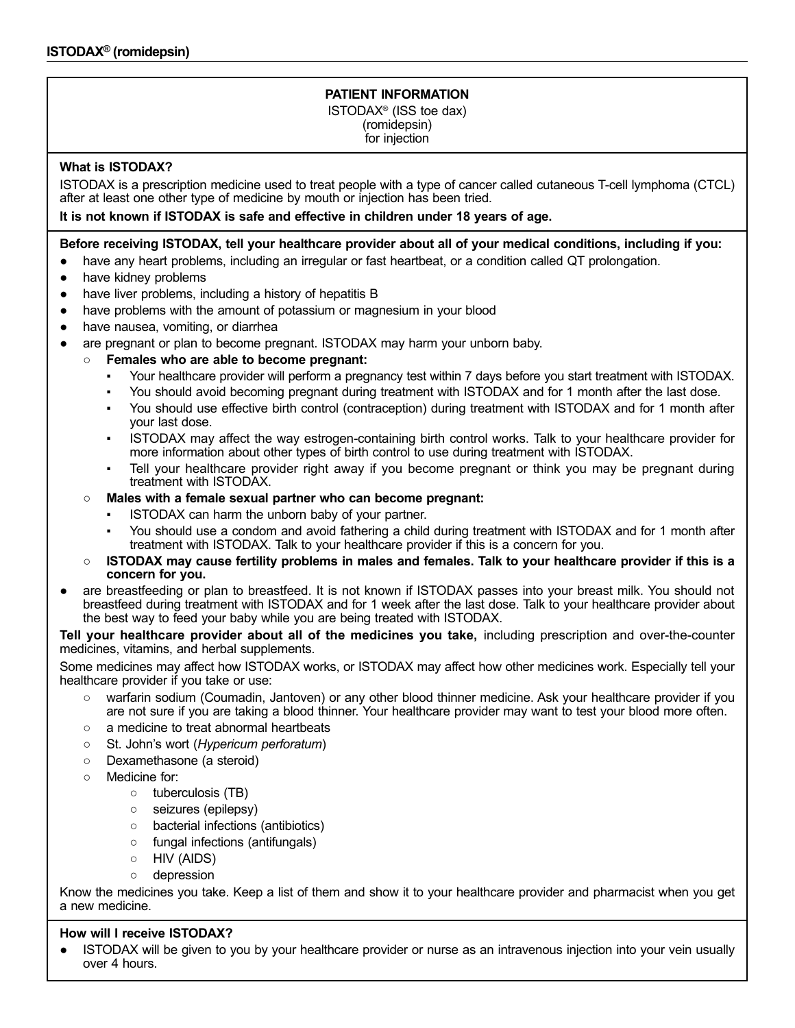**PATIENT INFORMATION**
ISTODAX® (ISS toe dax)
(romidepsin)
for injection

**What is ISTODAX?**

ISTODAX is a prescription medicine used to treat people with a type of cancer called cutaneous T-cell lymphoma (CTCL) after at least one other type of medicine by mouth or injection has been tried.

**It is not known if ISTODAX is safe and effective in children under 18 years of age.**

**Before receiving ISTODAX, tell your healthcare provider about all of your medical conditions, including if you:**

- have any heart problems, including an irregular or fast heartbeat, or a condition called QT prolongation.
- have kidney problems
- have liver problems, including a history of hepatitis B
- have problems with the amount of potassium or magnesium in your blood
- have nausea, vomiting, or diarrhea
- are pregnant or plan to become pregnant. ISTODAX may harm your unborn baby.
  - **Females who are able to become pregnant:**
    - Your healthcare provider will perform a pregnancy test within 7 days before you start treatment with ISTODAX.
    - You should avoid becoming pregnant during treatment with ISTODAX and for 1 month after the last dose.
    - You should use effective birth control (contraception) during treatment with ISTODAX and for 1 month after your last dose.
    - ISTODAX may affect the way estrogen-containing birth control works. Talk to your healthcare provider for more information about other types of birth control to use during treatment with ISTODAX.
    - Tell your healthcare provider right away if you become pregnant or think you may be pregnant during treatment with ISTODAX.
  - **Males with a female sexual partner who can become pregnant:**
    - ISTODAX can harm the unborn baby of your partner.
    - You should use a condom and avoid fathering a child during treatment with ISTODAX and for 1 month after treatment with ISTODAX. Talk to your healthcare provider if this is a concern for you.
  - **ISTODAX may cause fertility problems in males and females. Talk to your healthcare provider if this is a concern for you.**
- are breastfeeding or plan to breastfeed. It is not known if ISTODAX passes into your breast milk. You should not breastfeed during treatment with ISTODAX and for 1 week after the last dose. Talk to your healthcare provider about the best way to feed your baby while you are being treated with ISTODAX.

**Tell your healthcare provider about all of the medicines you take,** including prescription and over-the-counter medicines, vitamins, and herbal supplements.

Some medicines may affect how ISTODAX works, or ISTODAX may affect how other medicines work. Especially tell your healthcare provider if you take or use:

- warfarin sodium (Coumadin, Jantoven) or any other blood thinner medicine. Ask your healthcare provider if you are not sure if you are taking a blood thinner. Your healthcare provider may want to test your blood more often.
- a medicine to treat abnormal heartbeats
- St. John's wort (*Hypericum perforatum*)
- Dexamethasone (a steroid)
- Medicine for:
  - tuberculosis (TB)
  - seizures (epilepsy)
  - bacterial infections (antibiotics)
  - fungal infections (antifungals)
  - HIV (AIDS)
  - depression

Know the medicines you take. Keep a list of them and show it to your healthcare provider and pharmacist when you get a new medicine.

**How will I receive ISTODAX?**

- ISTODAX will be given to you by your healthcare provider or nurse as an intravenous injection into your vein usually over 4 hours.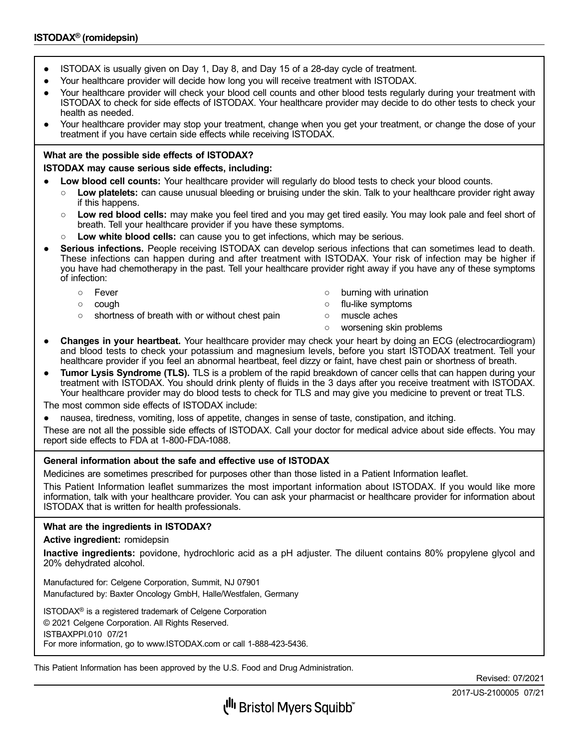- ISTODAX is usually given on Day 1, Day 8, and Day 15 of a 28-day cycle of treatment.
- Your healthcare provider will decide how long you will receive treatment with ISTODAX.
- Your healthcare provider will check your blood cell counts and other blood tests regularly during your treatment with ISTODAX to check for side effects of ISTODAX. Your healthcare provider may decide to do other tests to check your health as needed.
- Your healthcare provider may stop your treatment, change when you get your treatment, or change the dose of your treatment if you have certain side effects while receiving ISTODAX.

**What are the possible side effects of ISTODAX?**

**ISTODAX may cause serious side effects, including:**

- **Low blood cell counts:** Your healthcare provider will regularly do blood tests to check your blood counts.
  - **Low platelets:** can cause unusual bleeding or bruising under the skin. Talk to your healthcare provider right away if this happens.
  - **Low red blood cells:** may make you feel tired and you may get tired easily. You may look pale and feel short of breath. Tell your healthcare provider if you have these symptoms.
  - **Low white blood cells:** can cause you to get infections, which may be serious.
- **Serious infections.** People receiving ISTODAX can develop serious infections that can sometimes lead to death. These infections can happen during and after treatment with ISTODAX. Your risk of infection may be higher if you have had chemotherapy in the past. Tell your healthcare provider right away if you have any of these symptoms of infection:
  - Fever
  - cough
  - shortness of breath with or without chest pain
  - burning with urination
  - flu-like symptoms
  - muscle aches
  - worsening skin problems
- **Changes in your heartbeat.** Your healthcare provider may check your heart by doing an ECG (electrocardiogram) and blood tests to check your potassium and magnesium levels, before you start ISTODAX treatment. Tell your healthcare provider if you feel an abnormal heartbeat, feel dizzy or faint, have chest pain or shortness of breath.
- **Tumor Lysis Syndrome (TLS).** TLS is a problem of the rapid breakdown of cancer cells that can happen during your treatment with ISTODAX. You should drink plenty of fluids in the 3 days after you receive treatment with ISTODAX. Your healthcare provider may do blood tests to check for TLS and may give you medicine to prevent or treat TLS.

The most common side effects of ISTODAX include:

- nausea, tiredness, vomiting, loss of appetite, changes in sense of taste, constipation, and itching.

These are not all the possible side effects of ISTODAX. Call your doctor for medical advice about side effects. You may report side effects to FDA at 1-800-FDA-1088.

**General information about the safe and effective use of ISTODAX**

Medicines are sometimes prescribed for purposes other than those listed in a Patient Information leaflet.

This Patient Information leaflet summarizes the most important information about ISTODAX. If you would like more information, talk with your healthcare provider. You can ask your pharmacist or healthcare provider for information about ISTODAX that is written for health professionals.

**What are the ingredients in ISTODAX?**

**Active ingredient:** romidepsin

**Inactive ingredients:** povidone, hydrochloric acid as a pH adjuster. The diluent contains 80% propylene glycol and 20% dehydrated alcohol.

Manufactured for: Celgene Corporation, Summit, NJ 07901

Manufactured by: Baxter Oncology GmbH, Halle/Westfalen, Germany

ISTODAX® is a registered trademark of Celgene Corporation

© 2021 Celgene Corporation. All Rights Reserved.

ISTBAXPPI.010 07/21

For more information, go to www.ISTODAX.com or call 1-888-423-5436.

This Patient Information has been approved by the U.S. Food and Drug Administration.

Revised: 07/2021

2017-US-2100005 07/21

Bristol Myers Squibb™